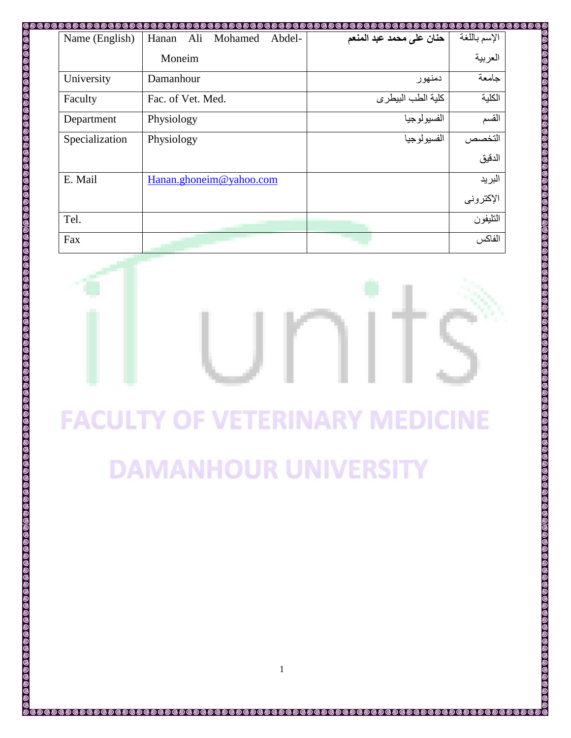| Name (English) | Hanan Ali Mohamed Abdel-Moneim | حنان على محمد عبد المنعم | الإسم باللغة العربية |
|---|---|---|---|
| University | Damanhour | دمنهور | جامعة |
| Faculty | Fac. of Vet. Med. | كلية الطب البيطرى | الكلية |
| Department | Physiology | الفسيولوجيا | القسم |
| Specialization | Physiology | الفسيولوجيا | التخصص الدقيق |
| E. Mail | Hanan.ghoneim@yahoo.com | | البريد الإكترونى |
| Tel. | | | التليفون |
| Fax | | | الفاكس |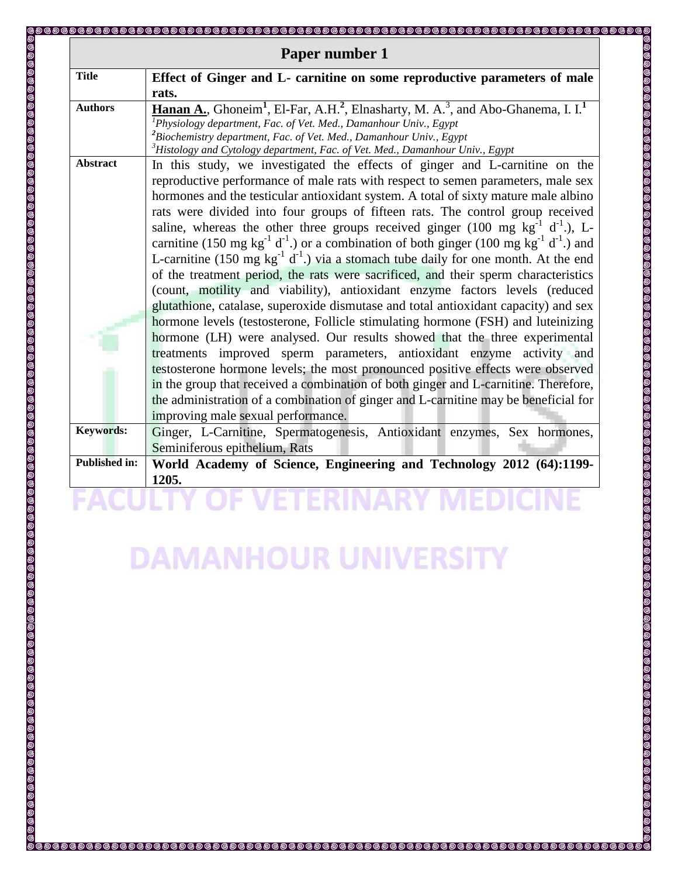## Paper number 1

| | |
|---|---|
| **Title** | **Effect of Ginger and L- carnitine on some reproductive parameters of male rats.** |
| **Authors** | **Hanan A.**, Ghoneim[1], El-Far, A.H.[2], Elnasharty, M. A.[3], and Abo-Ghanema, I. I.[1]<br>[1]*Physiology department, Fac. of Vet. Med., Damanhour Univ., Egypt*<br>[2]*Biochemistry department, Fac. of Vet. Med., Damanhour Univ., Egypt*<br>[3]*Histology and Cytology department, Fac. of Vet. Med., Damanhour Univ., Egypt* |
| **Abstract** | In this study, we investigated the effects of ginger and L-carnitine on the reproductive performance of male rats with respect to semen parameters, male sex hormones and the testicular antioxidant system. A total of sixty mature male albino rats were divided into four groups of fifteen rats. The control group received saline, whereas the other three groups received ginger (100 mg $kg^{-1}$ $d^{-1}$.), L-carnitine (150 mg $kg^{-1}$ $d^{-1}$.) or a combination of both ginger (100 mg $kg^{-1}$ $d^{-1}$.) and L-carnitine (150 mg $kg^{-1}$ $d^{-1}$.) via a stomach tube daily for one month. At the end of the treatment period, the rats were sacrificed, and their sperm characteristics (count, motility and viability), antioxidant enzyme factors levels (reduced glutathione, catalase, superoxide dismutase and total antioxidant capacity) and sex hormone levels (testosterone, Follicle stimulating hormone (FSH) and luteinizing hormone (LH) were analysed. Our results showed that the three experimental treatments improved sperm parameters, antioxidant enzyme activity and testosterone hormone levels; the most pronounced positive effects were observed in the group that received a combination of both ginger and L-carnitine. Therefore, the administration of a combination of ginger and L-carnitine may be beneficial for improving male sexual performance. |
| **Keywords:** | Ginger, L-Carnitine, Spermatogenesis, Antioxidant enzymes, Sex hormones, Seminiferous epithelium, Rats |
| **Published in:** | **World Academy of Science, Engineering and Technology 2012 (64):1199-1205.** |